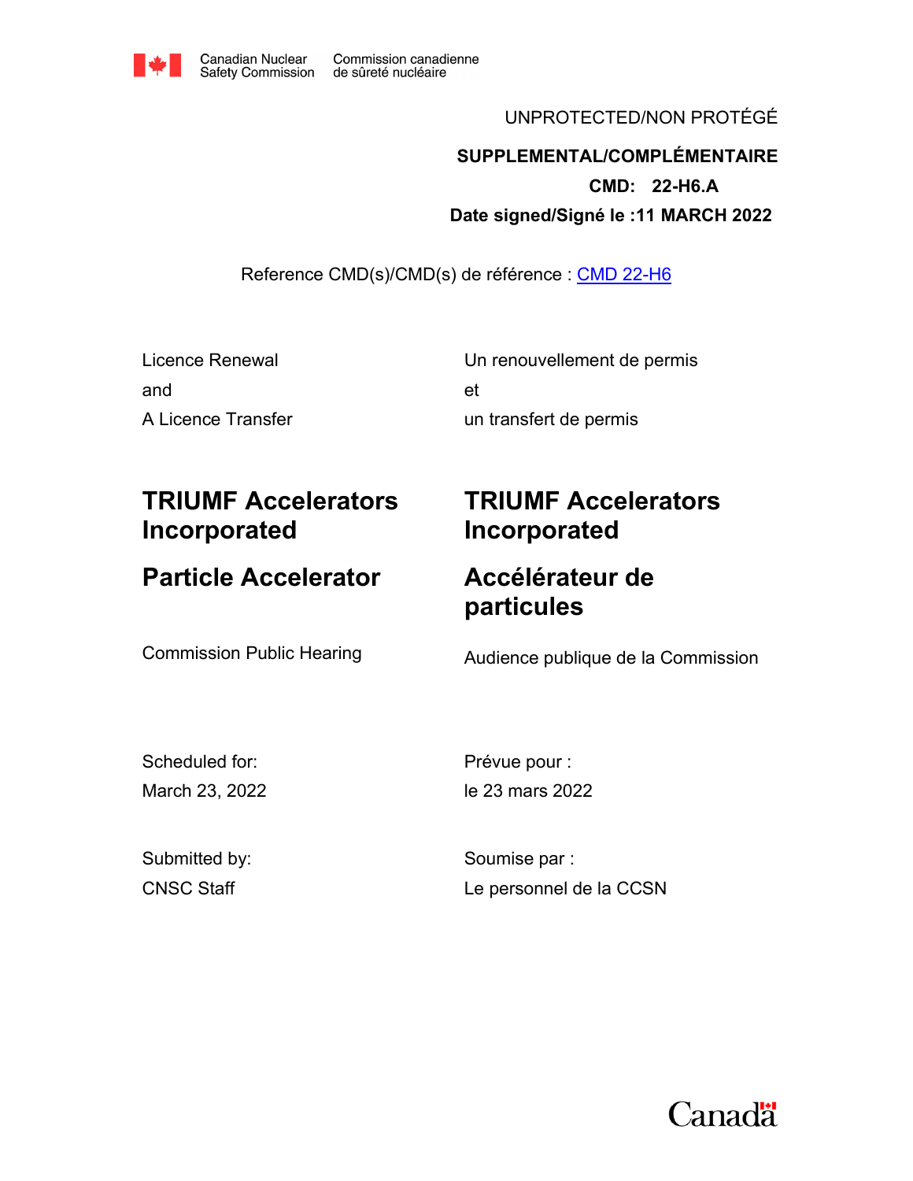Canadian Nuclear Safety Commission | Commission canadienne de sûreté nucléaire

UNPROTECTED/NON PROTÉGÉ

**SUPPLEMENTAL/COMPLÉMENTAIRE**

**CMD: 22-H6.A**

**Date signed/Signé le :11 MARCH 2022**

Reference CMD(s)/CMD(s) de référence : CMD 22-H6

| | |
|---|---|
| Licence Renewal<br>and<br>A Licence Transfer | Un renouvellement de permis<br>et<br>un transfert de permis |
| **TRIUMF Accelerators Incorporated** | **TRIUMF Accelerators Incorporated** |
| **Particle Accelerator** | **Accélérateur de particules** |
| Commission Public Hearing | Audience publique de la Commission |
| Scheduled for:<br>March 23, 2022 | Prévue pour :<br>le 23 mars 2022 |
| Submitted by:<br>CNSC Staff | Soumise par :<br>Le personnel de la CCSN |

Canada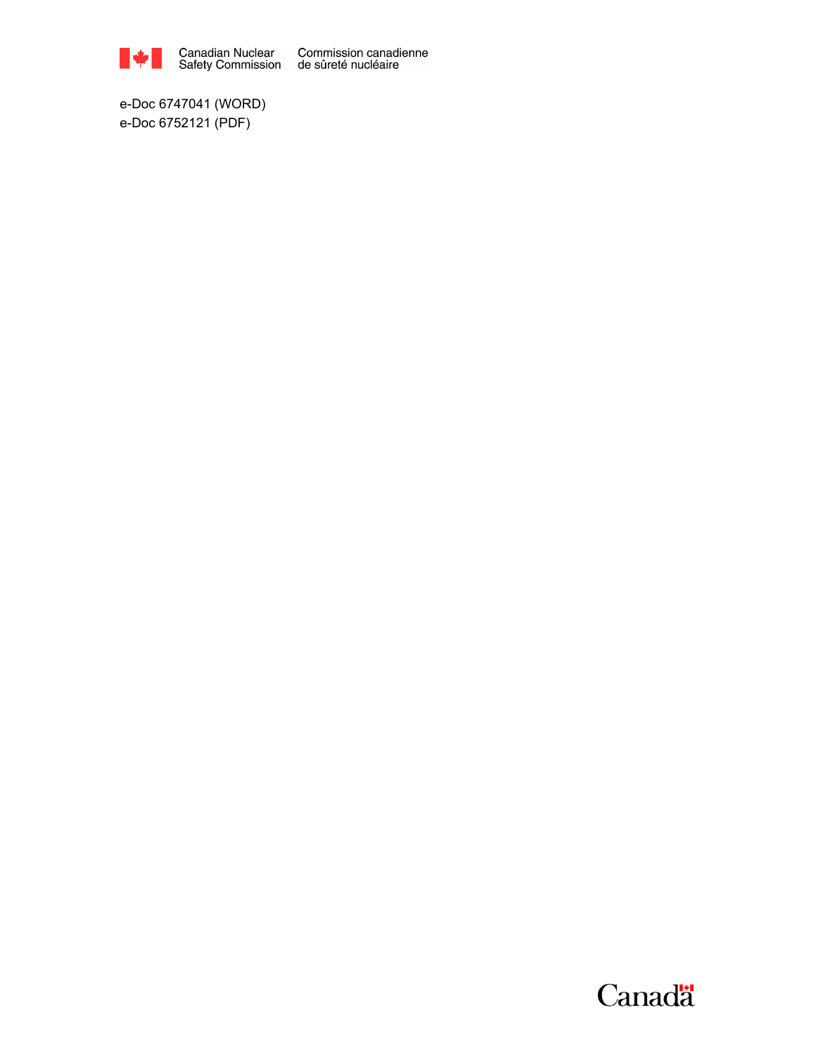Canadian Nuclear Safety Commission
Commission canadienne de sûreté nucléaire

e-Doc 6747041 (WORD)
e-Doc 6752121 (PDF)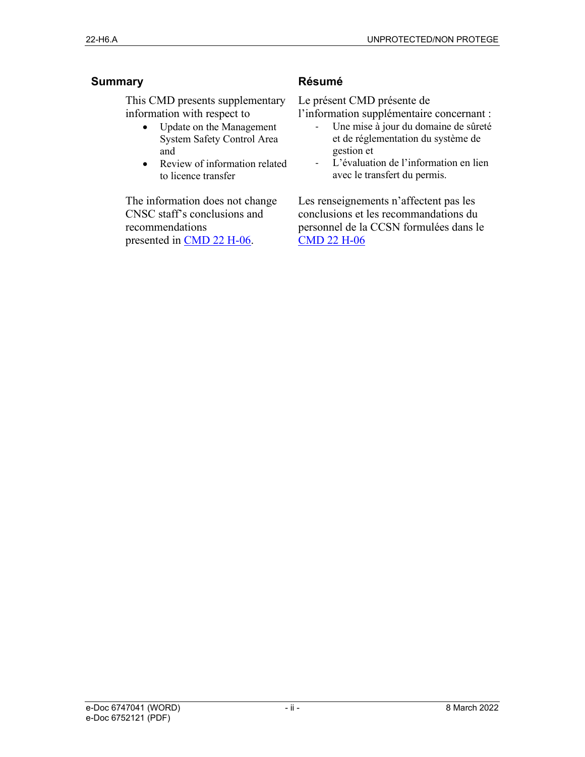## Summary

This CMD presents supplementary information with respect to

- Update on the Management System Safety Control Area and
- Review of information related to licence transfer

The information does not change CNSC staff's conclusions and recommendations presented in CMD 22 H-06.

## Résumé

Le présent CMD présente de l'information supplémentaire concernant :

- Une mise à jour du domaine de sûreté et de réglementation du système de gestion et
- L'évaluation de l'information en lien avec le transfert du permis.

Les renseignements n'affectent pas les conclusions et les recommandations du personnel de la CCSN formulées dans le CMD 22 H-06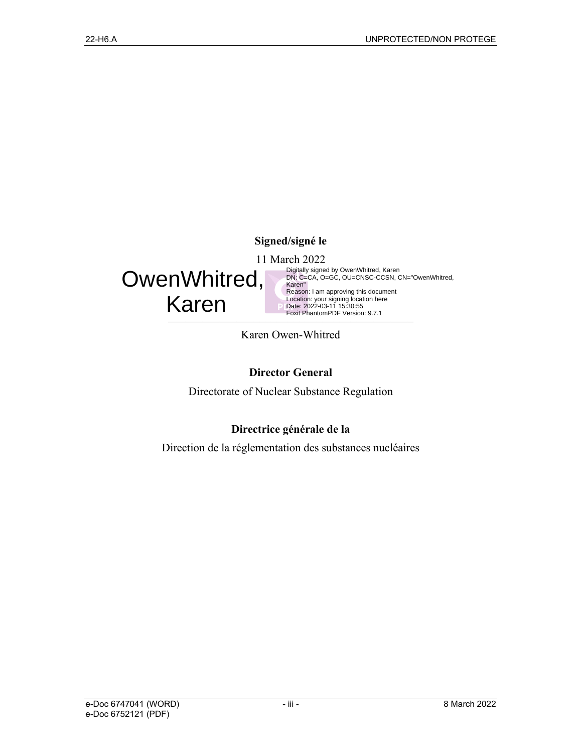**Signed/signé le**

11 March 2022

OwenWhitred, Karen

Digitally signed by OwenWhitred, Karen
DN: C=CA, O=GC, OU=CNSC-CCSN, CN="OwenWhitred, Karen"
Reason: I am approving this document
Location: your signing location here
Date: 2022-03-11 15:30:55
Foxit PhantomPDF Version: 9.7.1

Karen Owen-Whitred

**Director General**

Directorate of Nuclear Substance Regulation

**Directrice générale de la**

Direction de la réglementation des substances nucléaires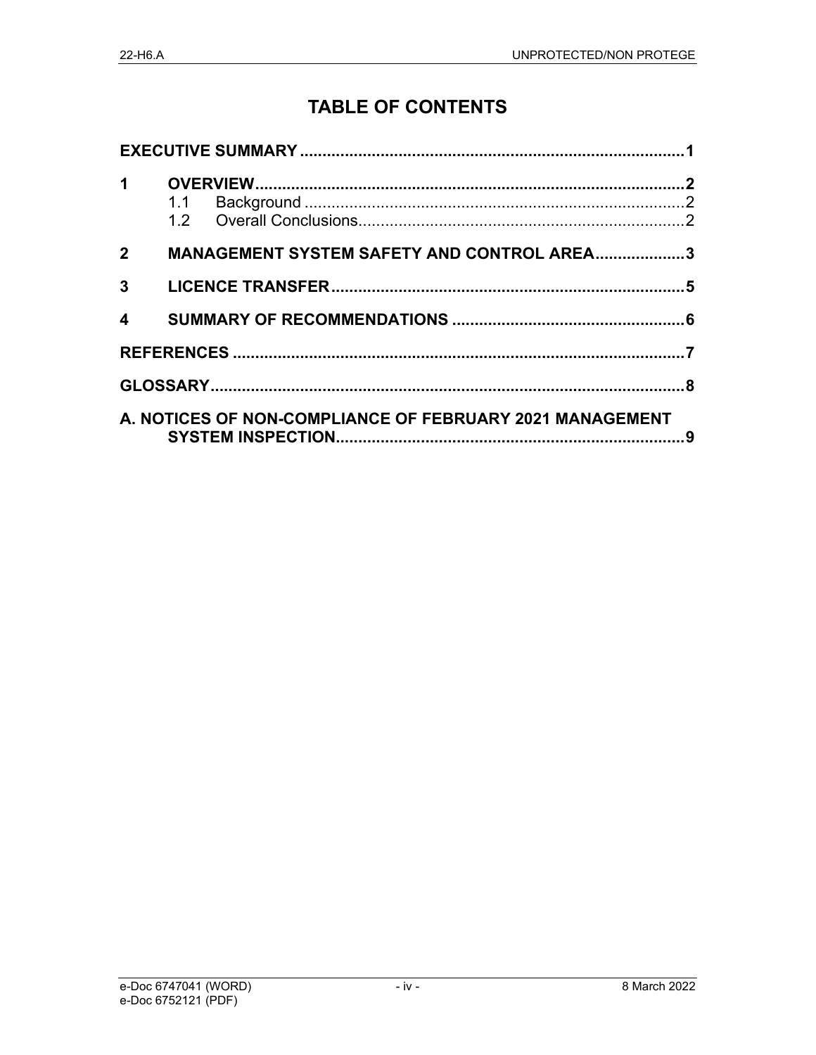# TABLE OF CONTENTS

**EXECUTIVE SUMMARY** .......................................................................................... **1**

**1 OVERVIEW** .......................................................................................................... **2**

- 1.1 Background .......................................................................................................... 2
- 1.2 Overall Conclusions.............................................................................................. 2

**2 MANAGEMENT SYSTEM SAFETY AND CONTROL AREA** .................................. **3**

**3 LICENCE TRANSFER** .......................................................................................... **5**

**4 SUMMARY OF RECOMMENDATIONS** ................................................................. **6**

**REFERENCES** ......................................................................................................... **7**

**GLOSSARY** .............................................................................................................. **8**

**A. NOTICES OF NON-COMPLIANCE OF FEBRUARY 2021 MANAGEMENT SYSTEM INSPECTION** .................................................................................................... **9**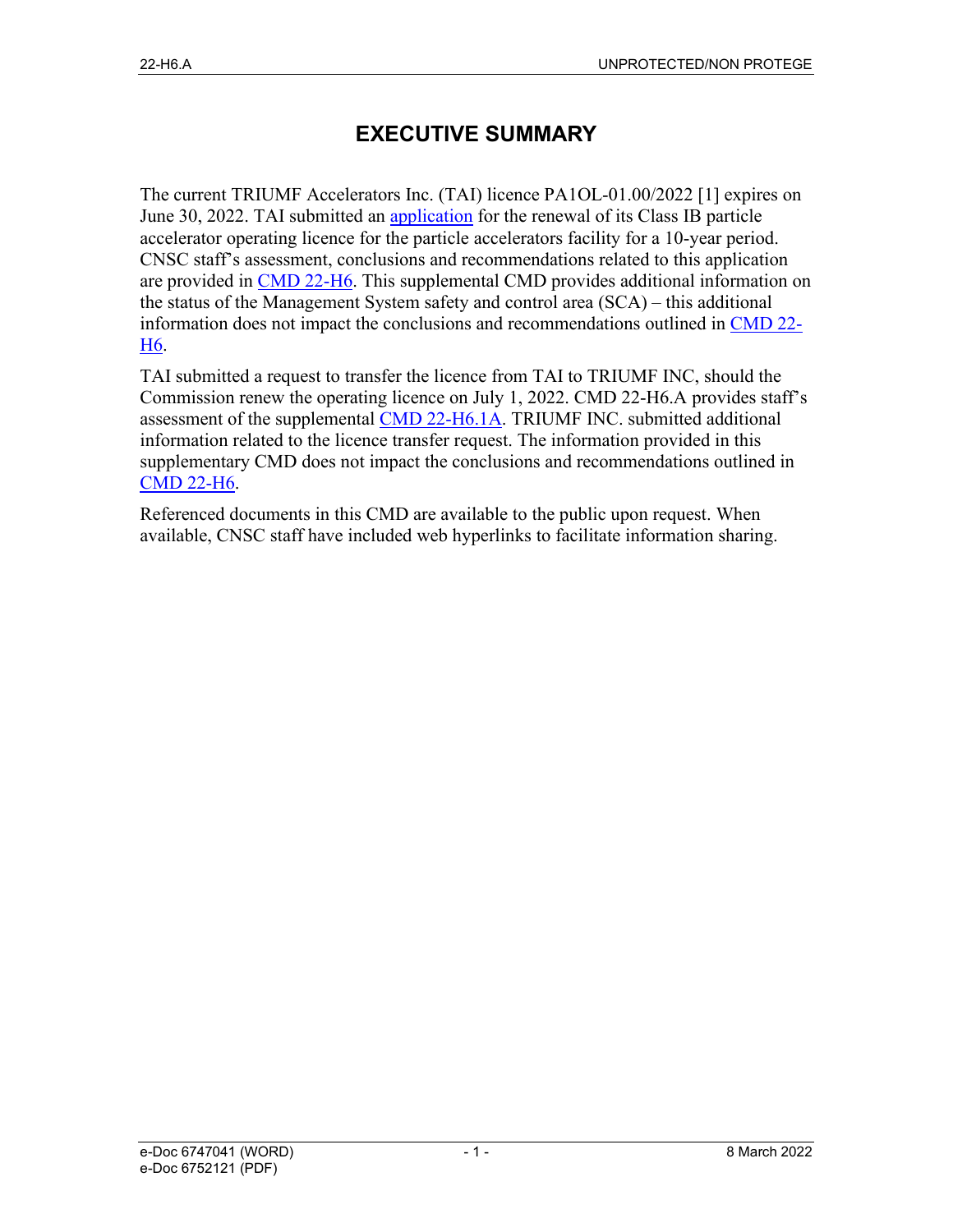# EXECUTIVE SUMMARY

The current TRIUMF Accelerators Inc. (TAI) licence PA1OL-01.00/2022 [1] expires on June 30, 2022. TAI submitted an application for the renewal of its Class IB particle accelerator operating licence for the particle accelerators facility for a 10-year period. CNSC staff's assessment, conclusions and recommendations related to this application are provided in CMD 22-H6. This supplemental CMD provides additional information on the status of the Management System safety and control area (SCA) – this additional information does not impact the conclusions and recommendations outlined in CMD 22-H6.

TAI submitted a request to transfer the licence from TAI to TRIUMF INC, should the Commission renew the operating licence on July 1, 2022. CMD 22-H6.A provides staff's assessment of the supplemental CMD 22-H6.1A. TRIUMF INC. submitted additional information related to the licence transfer request. The information provided in this supplementary CMD does not impact the conclusions and recommendations outlined in CMD 22-H6.

Referenced documents in this CMD are available to the public upon request. When available, CNSC staff have included web hyperlinks to facilitate information sharing.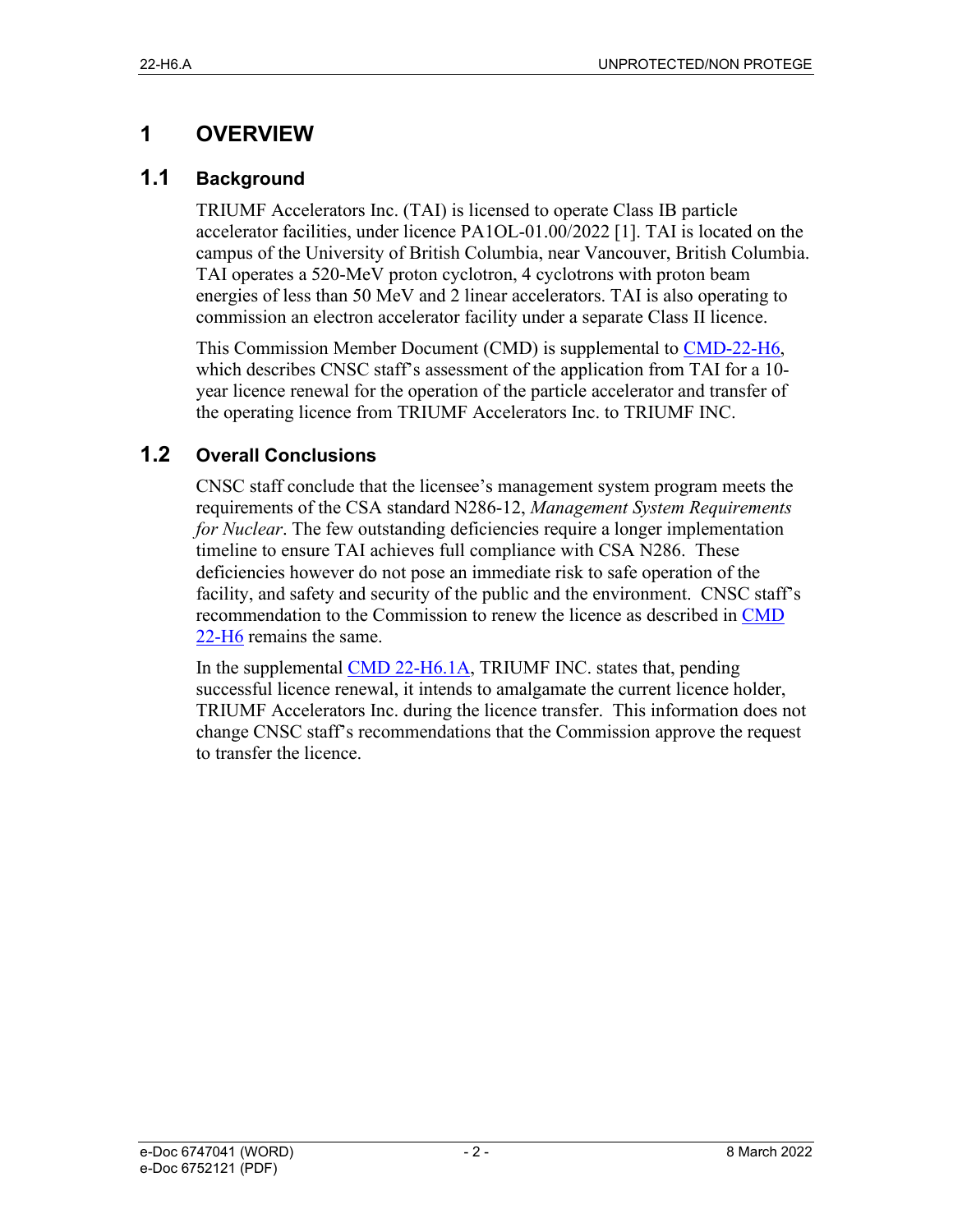# 1 OVERVIEW

## 1.1 Background

TRIUMF Accelerators Inc. (TAI) is licensed to operate Class IB particle accelerator facilities, under licence PA1OL-01.00/2022 [1]. TAI is located on the campus of the University of British Columbia, near Vancouver, British Columbia. TAI operates a 520-MeV proton cyclotron, 4 cyclotrons with proton beam energies of less than 50 MeV and 2 linear accelerators. TAI is also operating to commission an electron accelerator facility under a separate Class II licence.

This Commission Member Document (CMD) is supplemental to CMD-22-H6, which describes CNSC staff's assessment of the application from TAI for a 10-year licence renewal for the operation of the particle accelerator and transfer of the operating licence from TRIUMF Accelerators Inc. to TRIUMF INC.

## 1.2 Overall Conclusions

CNSC staff conclude that the licensee's management system program meets the requirements of the CSA standard N286-12, *Management System Requirements for Nuclear*. The few outstanding deficiencies require a longer implementation timeline to ensure TAI achieves full compliance with CSA N286. These deficiencies however do not pose an immediate risk to safe operation of the facility, and safety and security of the public and the environment. CNSC staff's recommendation to the Commission to renew the licence as described in CMD 22-H6 remains the same.

In the supplemental CMD 22-H6.1A, TRIUMF INC. states that, pending successful licence renewal, it intends to amalgamate the current licence holder, TRIUMF Accelerators Inc. during the licence transfer. This information does not change CNSC staff's recommendations that the Commission approve the request to transfer the licence.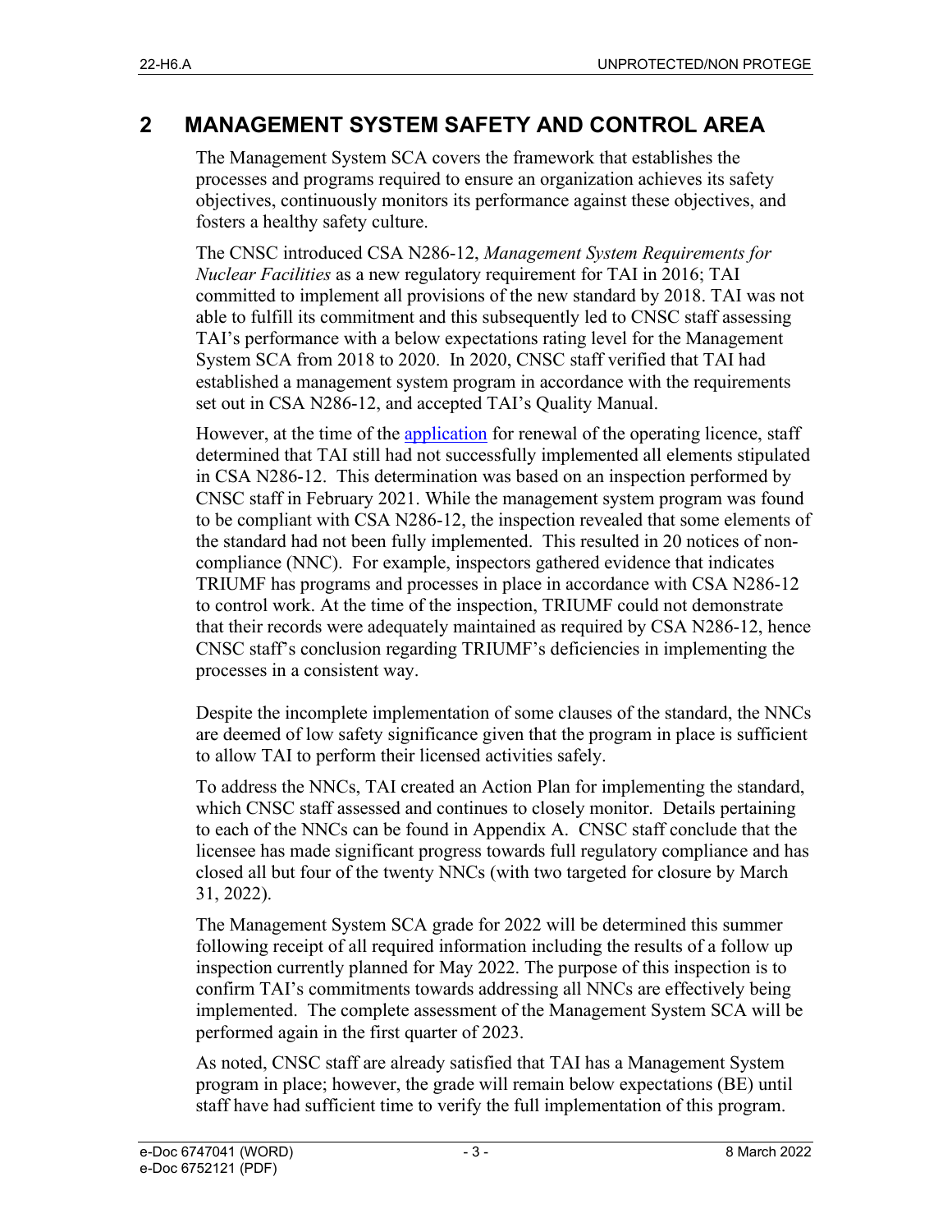# 2 MANAGEMENT SYSTEM SAFETY AND CONTROL AREA

The Management System SCA covers the framework that establishes the processes and programs required to ensure an organization achieves its safety objectives, continuously monitors its performance against these objectives, and fosters a healthy safety culture.

The CNSC introduced CSA N286-12, *Management System Requirements for Nuclear Facilities* as a new regulatory requirement for TAI in 2016; TAI committed to implement all provisions of the new standard by 2018. TAI was not able to fulfill its commitment and this subsequently led to CNSC staff assessing TAI's performance with a below expectations rating level for the Management System SCA from 2018 to 2020. In 2020, CNSC staff verified that TAI had established a management system program in accordance with the requirements set out in CSA N286-12, and accepted TAI's Quality Manual.

However, at the time of the application for renewal of the operating licence, staff determined that TAI still had not successfully implemented all elements stipulated in CSA N286-12. This determination was based on an inspection performed by CNSC staff in February 2021. While the management system program was found to be compliant with CSA N286-12, the inspection revealed that some elements of the standard had not been fully implemented. This resulted in 20 notices of non-compliance (NNC). For example, inspectors gathered evidence that indicates TRIUMF has programs and processes in place in accordance with CSA N286-12 to control work. At the time of the inspection, TRIUMF could not demonstrate that their records were adequately maintained as required by CSA N286-12, hence CNSC staff's conclusion regarding TRIUMF's deficiencies in implementing the processes in a consistent way.

Despite the incomplete implementation of some clauses of the standard, the NNCs are deemed of low safety significance given that the program in place is sufficient to allow TAI to perform their licensed activities safely.

To address the NNCs, TAI created an Action Plan for implementing the standard, which CNSC staff assessed and continues to closely monitor. Details pertaining to each of the NNCs can be found in Appendix A. CNSC staff conclude that the licensee has made significant progress towards full regulatory compliance and has closed all but four of the twenty NNCs (with two targeted for closure by March 31, 2022).

The Management System SCA grade for 2022 will be determined this summer following receipt of all required information including the results of a follow up inspection currently planned for May 2022. The purpose of this inspection is to confirm TAI's commitments towards addressing all NNCs are effectively being implemented. The complete assessment of the Management System SCA will be performed again in the first quarter of 2023.

As noted, CNSC staff are already satisfied that TAI has a Management System program in place; however, the grade will remain below expectations (BE) until staff have had sufficient time to verify the full implementation of this program.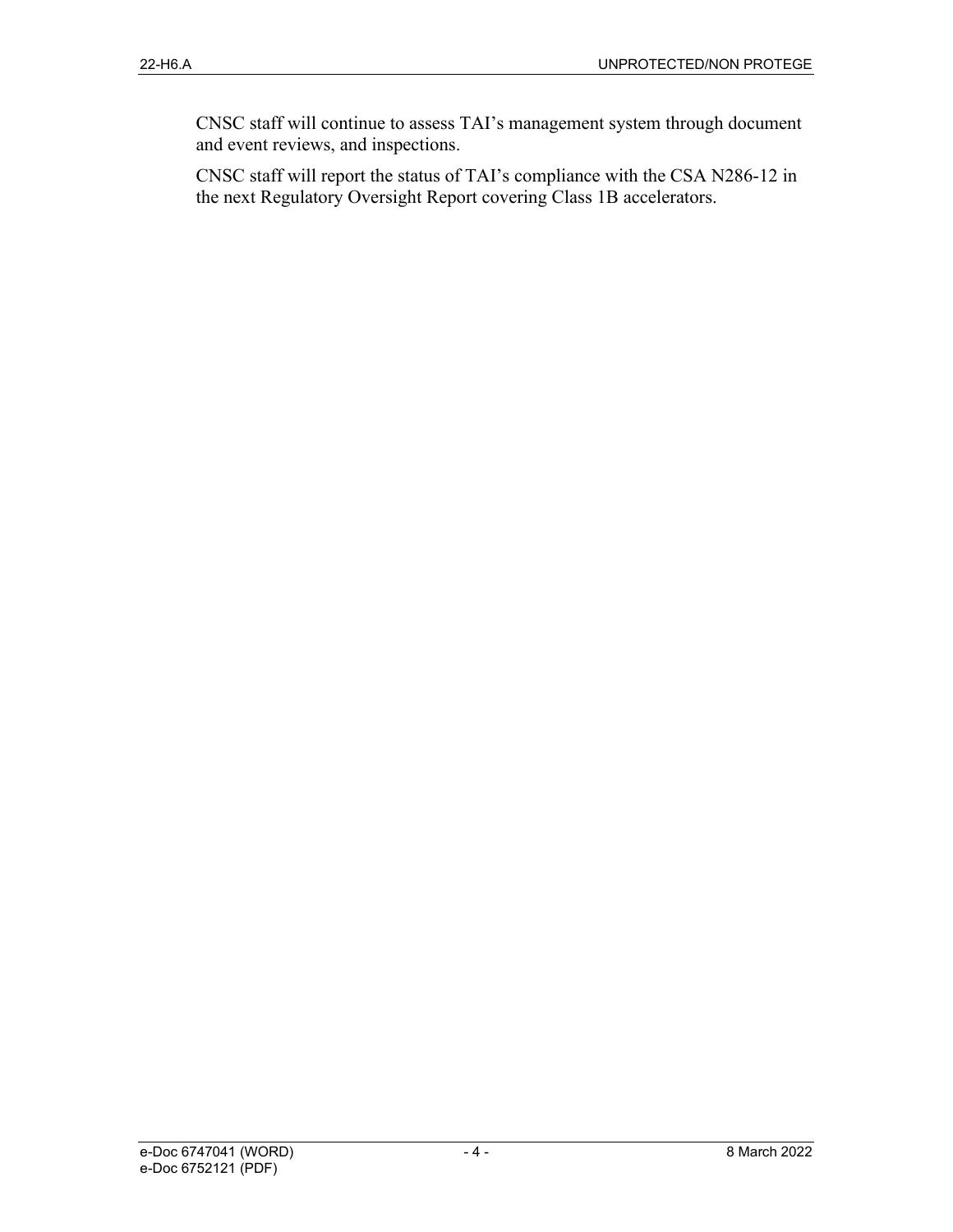CNSC staff will continue to assess TAI's management system through document and event reviews, and inspections.

CNSC staff will report the status of TAI's compliance with the CSA N286-12 in the next Regulatory Oversight Report covering Class 1B accelerators.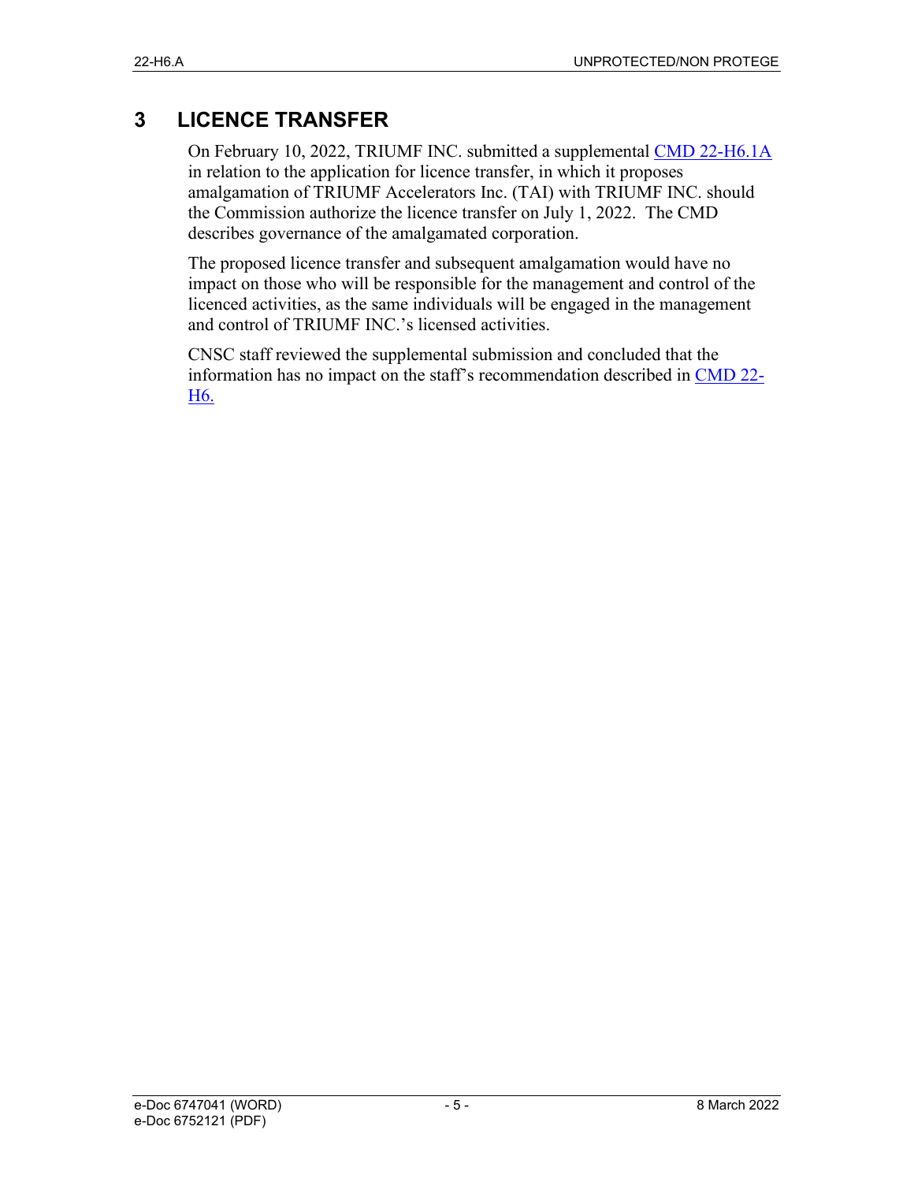# 3 LICENCE TRANSFER

On February 10, 2022, TRIUMF INC. submitted a supplemental CMD 22-H6.1A in relation to the application for licence transfer, in which it proposes amalgamation of TRIUMF Accelerators Inc. (TAI) with TRIUMF INC. should the Commission authorize the licence transfer on July 1, 2022. The CMD describes governance of the amalgamated corporation.

The proposed licence transfer and subsequent amalgamation would have no impact on those who will be responsible for the management and control of the licenced activities, as the same individuals will be engaged in the management and control of TRIUMF INC.'s licensed activities.

CNSC staff reviewed the supplemental submission and concluded that the information has no impact on the staff's recommendation described in CMD 22-H6.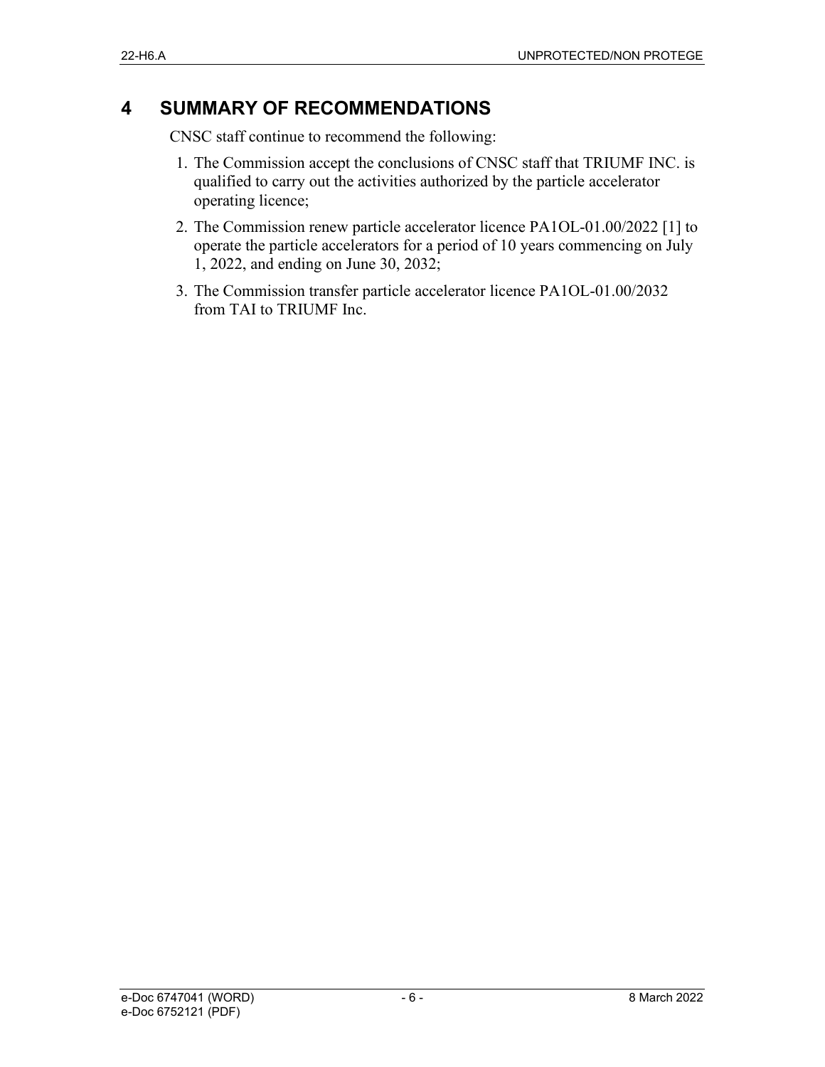# 4 SUMMARY OF RECOMMENDATIONS

CNSC staff continue to recommend the following:

1. The Commission accept the conclusions of CNSC staff that TRIUMF INC. is qualified to carry out the activities authorized by the particle accelerator operating licence;
2. The Commission renew particle accelerator licence PA1OL-01.00/2022 [1] to operate the particle accelerators for a period of 10 years commencing on July 1, 2022, and ending on June 30, 2032;
3. The Commission transfer particle accelerator licence PA1OL-01.00/2032 from TAI to TRIUMF Inc.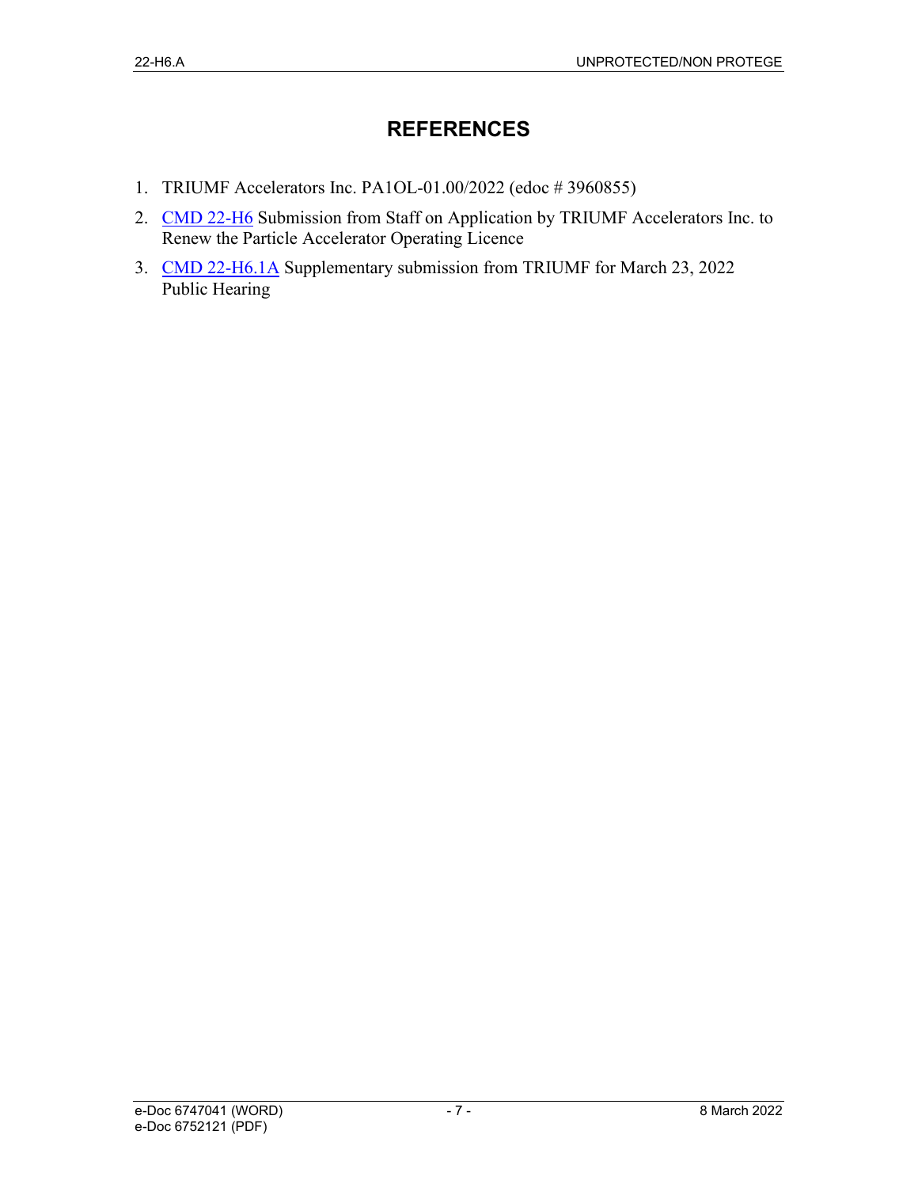# REFERENCES

1. TRIUMF Accelerators Inc. PA1OL-01.00/2022 (edoc # 3960855)
2. CMD 22-H6 Submission from Staff on Application by TRIUMF Accelerators Inc. to Renew the Particle Accelerator Operating Licence
3. CMD 22-H6.1A Supplementary submission from TRIUMF for March 23, 2022 Public Hearing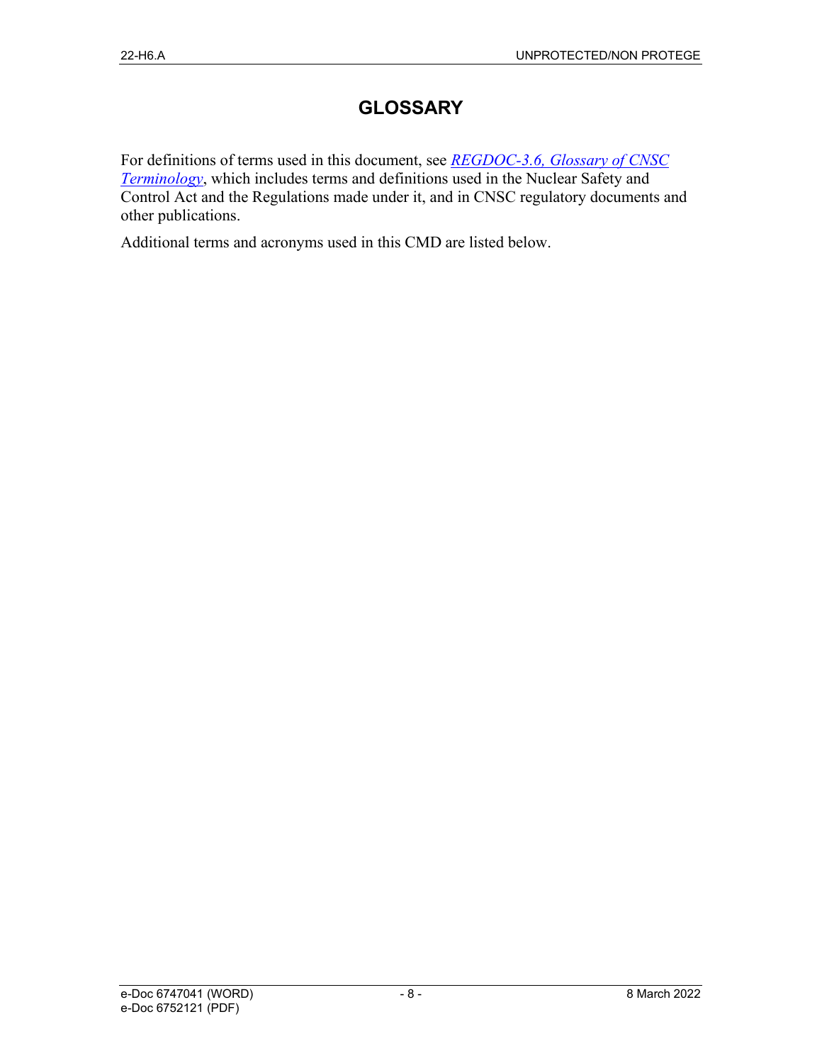# GLOSSARY

For definitions of terms used in this document, see *REGDOC-3.6, Glossary of CNSC Terminology*, which includes terms and definitions used in the Nuclear Safety and Control Act and the Regulations made under it, and in CNSC regulatory documents and other publications.

Additional terms and acronyms used in this CMD are listed below.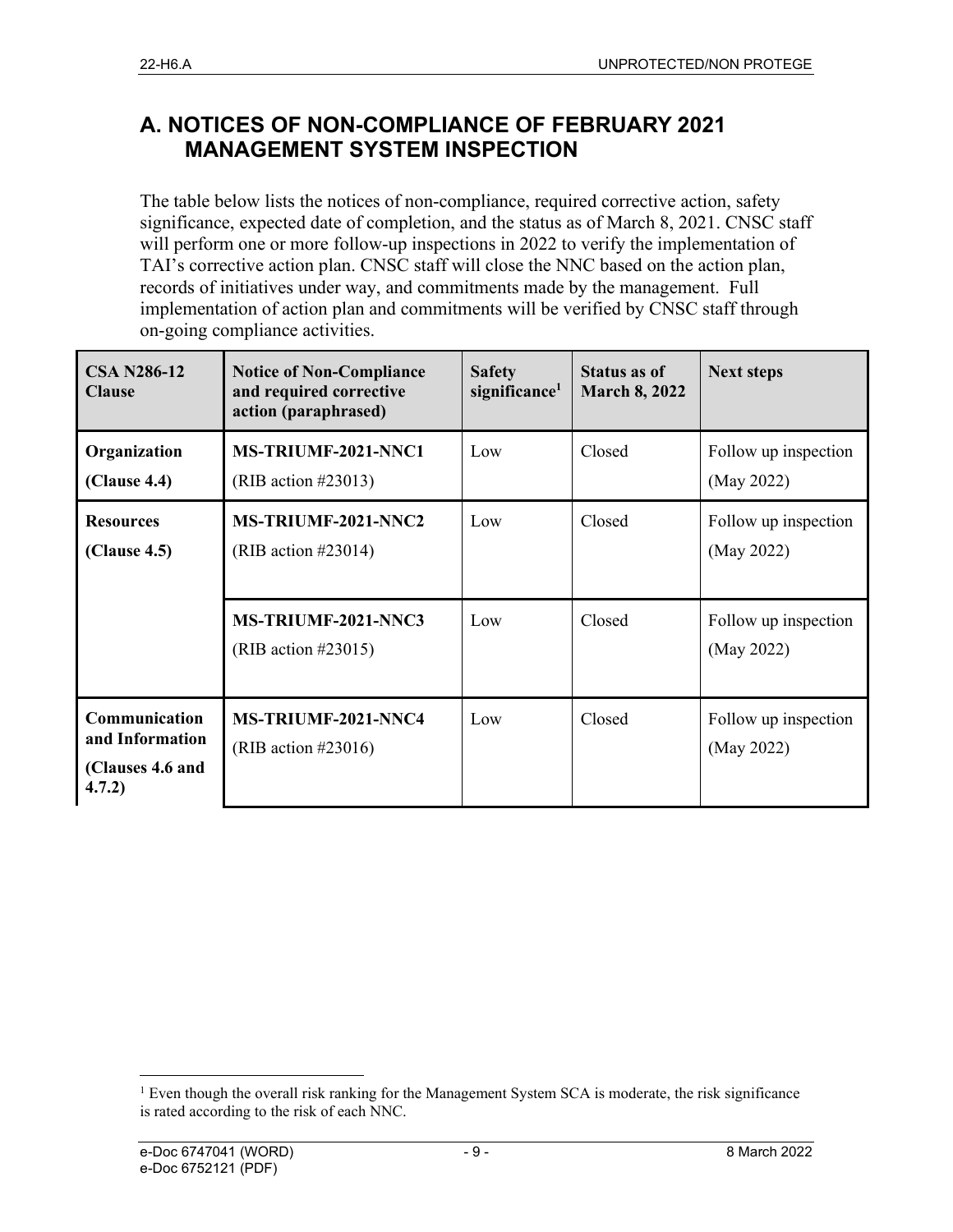## A. NOTICES OF NON-COMPLIANCE OF FEBRUARY 2021 MANAGEMENT SYSTEM INSPECTION

The table below lists the notices of non-compliance, required corrective action, safety significance, expected date of completion, and the status as of March 8, 2021. CNSC staff will perform one or more follow-up inspections in 2022 to verify the implementation of TAI's corrective action plan. CNSC staff will close the NNC based on the action plan, records of initiatives under way, and commitments made by the management. Full implementation of action plan and commitments will be verified by CNSC staff through on-going compliance activities.

| CSA N286-12 Clause | Notice of Non-Compliance and required corrective action (paraphrased) | Safety significance[1] | Status as of March 8, 2022 | Next steps |
|---|---|---|---|---|
| **Organization (Clause 4.4)** | **MS-TRIUMF-2021-NNC1** (RIB action #23013) | Low | Closed | Follow up inspection (May 2022) |
| **Resources (Clause 4.5)** | **MS-TRIUMF-2021-NNC2** (RIB action #23014) | Low | Closed | Follow up inspection (May 2022) |
| | **MS-TRIUMF-2021-NNC3** (RIB action #23015) | Low | Closed | Follow up inspection (May 2022) |
| **Communication and Information (Clauses 4.6 and 4.7.2)** | **MS-TRIUMF-2021-NNC4** (RIB action #23016) | Low | Closed | Follow up inspection (May 2022) |

[1] Even though the overall risk ranking for the Management System SCA is moderate, the risk significance is rated according to the risk of each NNC.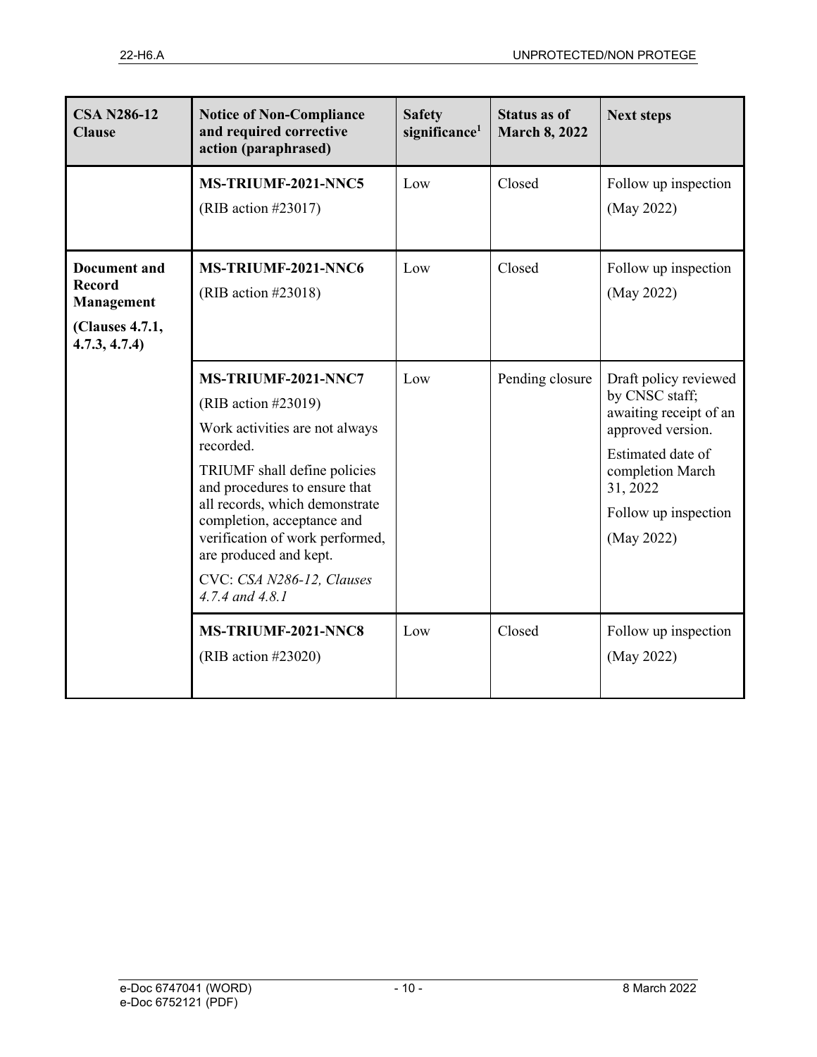| CSA N286-12 Clause | Notice of Non-Compliance and required corrective action (paraphrased) | Safety significance[1] | Status as of March 8, 2022 | Next steps |
|---|---|---|---|---|
| | **MS-TRIUMF-2021-NNC5** (RIB action #23017) | Low | Closed | Follow up inspection (May 2022) |
| **Document and Record Management** **(Clauses 4.7.1, 4.7.3, 4.7.4)** | **MS-TRIUMF-2021-NNC6** (RIB action #23018) | Low | Closed | Follow up inspection (May 2022) |
| | **MS-TRIUMF-2021-NNC7** (RIB action #23019) Work activities are not always recorded. TRIUMF shall define policies and procedures to ensure that all records, which demonstrate completion, acceptance and verification of work performed, are produced and kept. CVC: *CSA N286-12, Clauses 4.7.4 and 4.8.1* | Low | Pending closure | Draft policy reviewed by CNSC staff; awaiting receipt of an approved version. Estimated date of completion March 31, 2022 Follow up inspection (May 2022) |
| | **MS-TRIUMF-2021-NNC8** (RIB action #23020) | Low | Closed | Follow up inspection (May 2022) |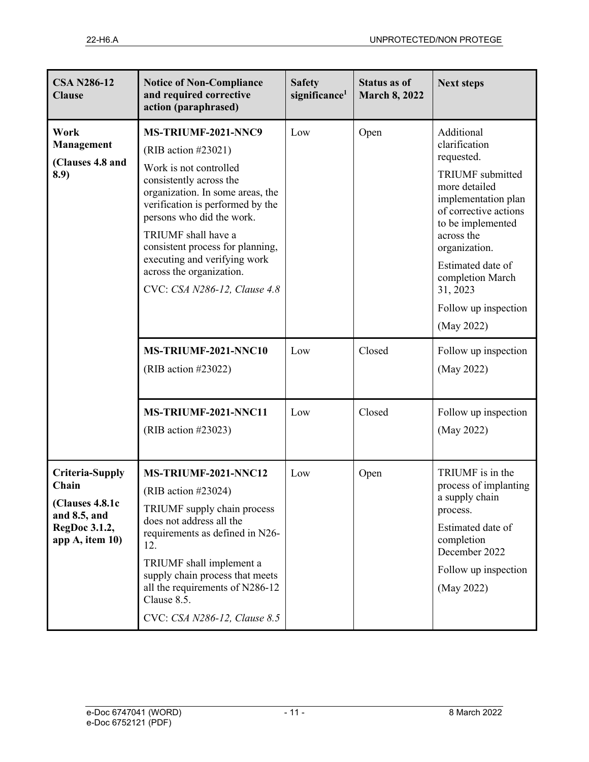| CSA N286-12 Clause | Notice of Non-Compliance and required corrective action (paraphrased) | Safety significance[1] | Status as of March 8, 2022 | Next steps |
|---|---|---|---|---|
| **Work Management** **(Clauses 4.8 and 8.9)** | **MS-TRIUMF-2021-NNC9** (RIB action #23021) Work is not controlled consistently across the organization. In some areas, the verification is performed by the persons who did the work. TRIUMF shall have a consistent process for planning, executing and verifying work across the organization. CVC: *CSA N286-12, Clause 4.8* | Low | Open | Additional clarification requested. TRIUMF submitted more detailed implementation plan of corrective actions to be implemented across the organization. Estimated date of completion March 31, 2023 Follow up inspection (May 2022) |
| | **MS-TRIUMF-2021-NNC10** (RIB action #23022) | Low | Closed | Follow up inspection (May 2022) |
| | **MS-TRIUMF-2021-NNC11** (RIB action #23023) | Low | Closed | Follow up inspection (May 2022) |
| **Criteria-Supply Chain** **(Clauses 4.8.1c and 8.5, and RegDoc 3.1.2, app A, item 10)** | **MS-TRIUMF-2021-NNC12** (RIB action #23024) TRIUMF supply chain process does not address all the requirements as defined in N26-12. TRIUMF shall implement a supply chain process that meets all the requirements of N286-12 Clause 8.5. CVC: *CSA N286-12, Clause 8.5* | Low | Open | TRIUMF is in the process of implanting a supply chain process. Estimated date of completion December 2022 Follow up inspection (May 2022) |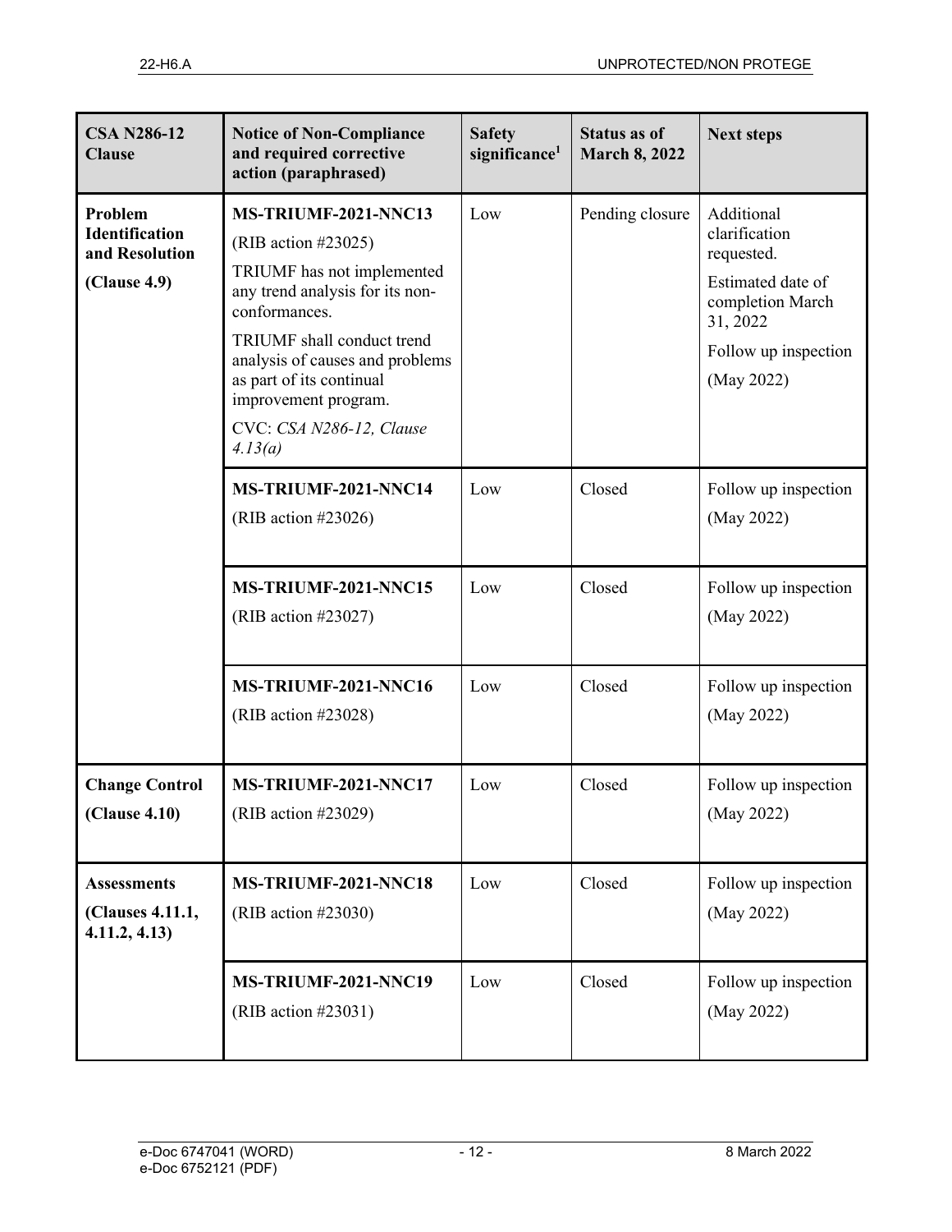| CSA N286-12 Clause | Notice of Non-Compliance and required corrective action (paraphrased) | Safety significance[1] | Status as of March 8, 2022 | Next steps |
|---|---|---|---|---|
| **Problem Identification and Resolution (Clause 4.9)** | **MS-TRIUMF-2021-NNC13** (RIB action #23025) TRIUMF has not implemented any trend analysis for its non-conformances. TRIUMF shall conduct trend analysis of causes and problems as part of its continual improvement program. CVC: *CSA N286-12, Clause 4.13(a)* | Low | Pending closure | Additional clarification requested. Estimated date of completion March 31, 2022 Follow up inspection (May 2022) |
| | **MS-TRIUMF-2021-NNC14** (RIB action #23026) | Low | Closed | Follow up inspection (May 2022) |
| | **MS-TRIUMF-2021-NNC15** (RIB action #23027) | Low | Closed | Follow up inspection (May 2022) |
| | **MS-TRIUMF-2021-NNC16** (RIB action #23028) | Low | Closed | Follow up inspection (May 2022) |
| **Change Control (Clause 4.10)** | **MS-TRIUMF-2021-NNC17** (RIB action #23029) | Low | Closed | Follow up inspection (May 2022) |
| **Assessments (Clauses 4.11.1, 4.11.2, 4.13)** | **MS-TRIUMF-2021-NNC18** (RIB action #23030) | Low | Closed | Follow up inspection (May 2022) |
| | **MS-TRIUMF-2021-NNC19** (RIB action #23031) | Low | Closed | Follow up inspection (May 2022) |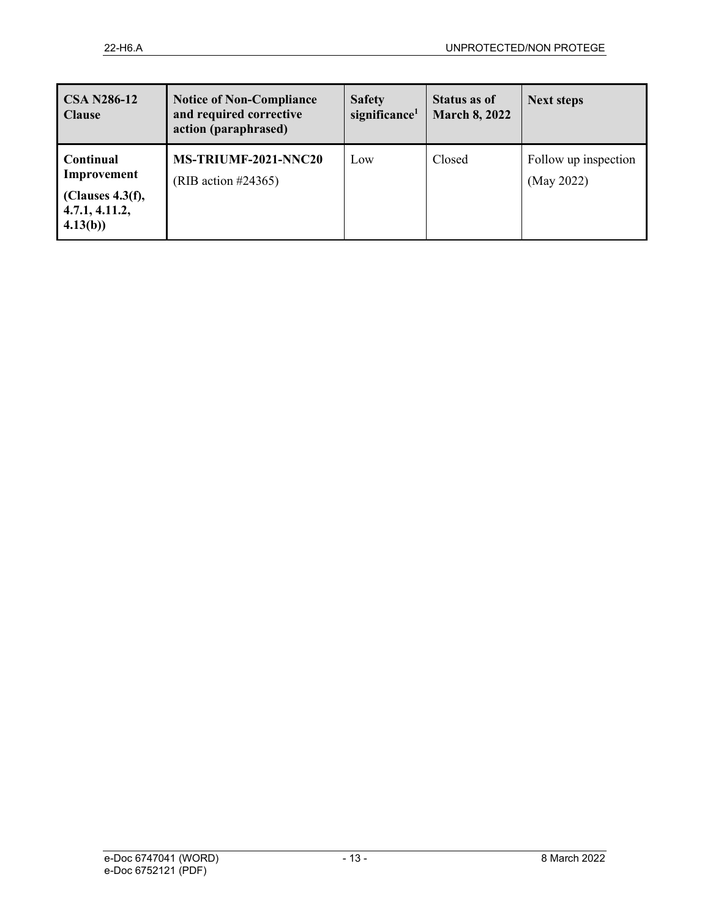| CSA N286-12 Clause | Notice of Non-Compliance and required corrective action (paraphrased) | Safety significance[1] | Status as of March 8, 2022 | Next steps |
|---|---|---|---|---|
| **Continual Improvement** **(Clauses 4.3(f), 4.7.1, 4.11.2, 4.13(b))** | **MS-TRIUMF-2021-NNC20** (RIB action #24365) | Low | Closed | Follow up inspection (May 2022) |